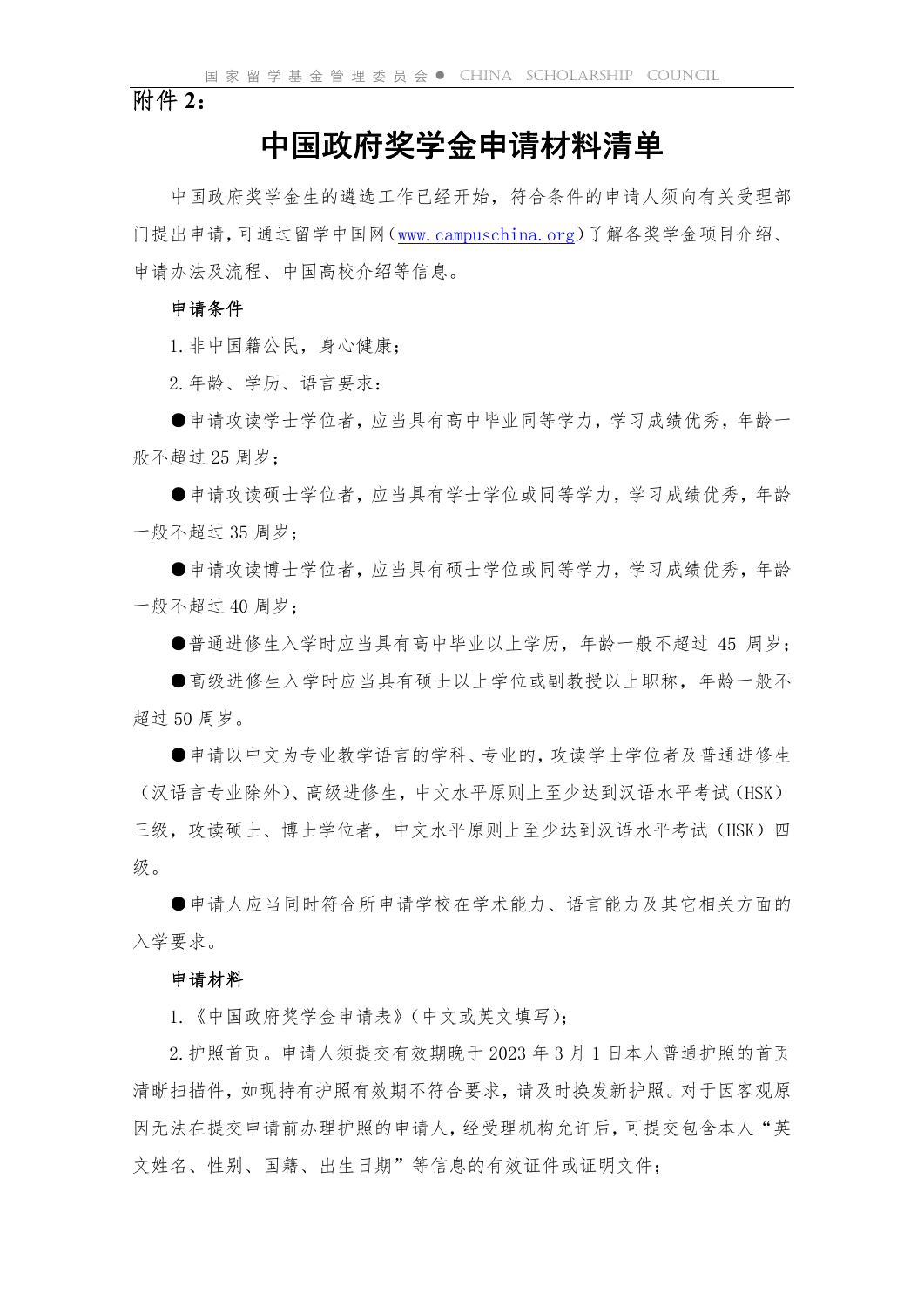附件 2：

# 中国政府奖学金申请材料清单

中国政府奖学金生的遴选工作已经开始，符合条件的申请人须向有关受理部门提出申请，可通过留学中国网（www.campuschina.org）了解各奖学金项目介绍、申请办法及流程、中国高校介绍等信息。

**申请条件**

1. 非中国籍公民，身心健康；

2. 年龄、学历、语言要求：

●申请攻读学士学位者，应当具有高中毕业同等学力，学习成绩优秀，年龄一般不超过 25 周岁；

●申请攻读硕士学位者，应当具有学士学位或同等学力，学习成绩优秀，年龄一般不超过 35 周岁；

●申请攻读博士学位者，应当具有硕士学位或同等学力，学习成绩优秀，年龄一般不超过 40 周岁；

●普通进修生入学时应当具有高中毕业以上学历，年龄一般不超过 45 周岁；

●高级进修生入学时应当具有硕士以上学位或副教授以上职称，年龄一般不超过 50 周岁。

●申请以中文为专业教学语言的学科、专业的，攻读学士学位者及普通进修生（汉语言专业除外）、高级进修生，中文水平原则上至少达到汉语水平考试（HSK）三级，攻读硕士、博士学位者，中文水平原则上至少达到汉语水平考试（HSK）四级。

●申请人应当同时符合所申请学校在学术能力、语言能力及其它相关方面的入学要求。

**申请材料**

1.《中国政府奖学金申请表》（中文或英文填写）；

2. 护照首页。申请人须提交有效期晚于 2023 年 3 月 1 日本人普通护照的首页清晰扫描件，如现持有护照有效期不符合要求，请及时换发新护照。对于因客观原因无法在提交申请前办理护照的申请人，经受理机构允许后，可提交包含本人“英文姓名、性别、国籍、出生日期”等信息的有效证件或证明文件；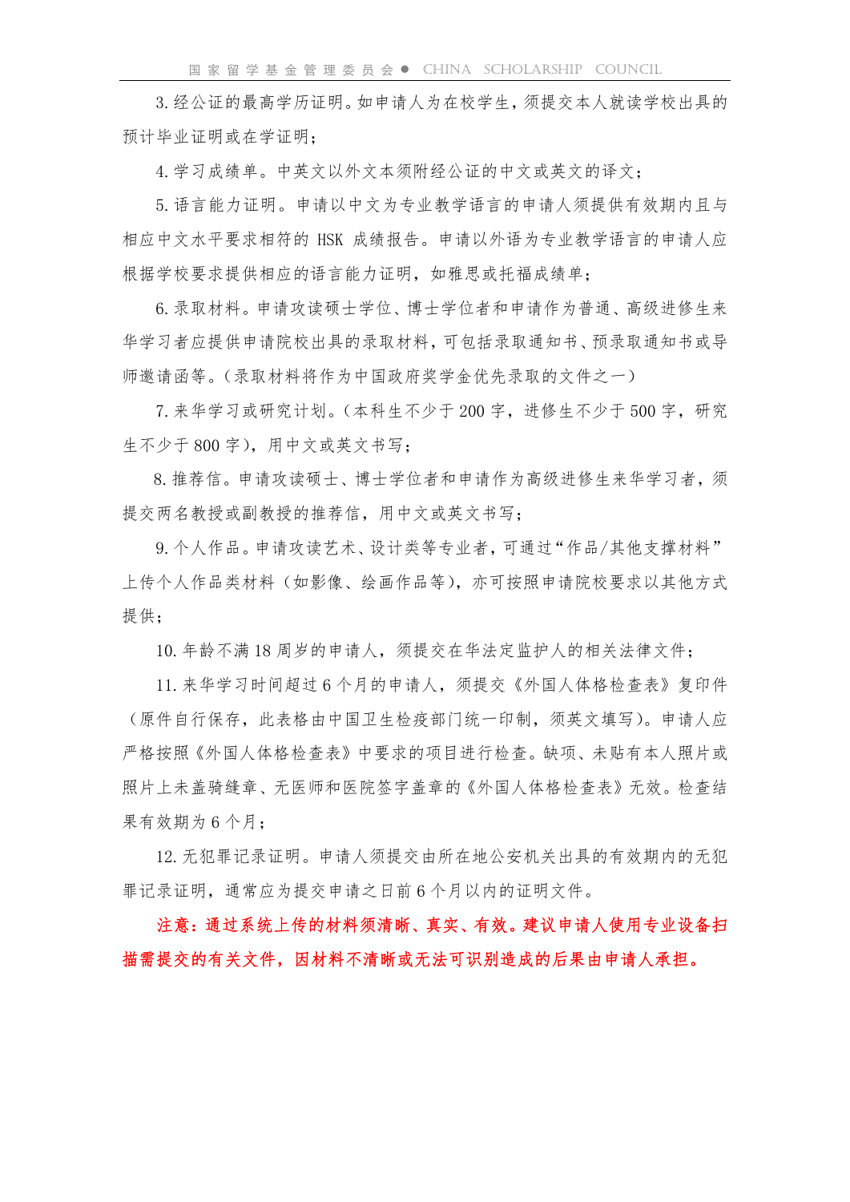3. 经公证的最高学历证明。如申请人为在校学生，须提交本人就读学校出具的预计毕业证明或在学证明；

4. 学习成绩单。中英文以外文本须附经公证的中文或英文的译文；

5. 语言能力证明。申请以中文为专业教学语言的申请人须提供有效期内且与相应中文水平要求相符的 HSK 成绩报告。申请以外语为专业教学语言的申请人应根据学校要求提供相应的语言能力证明，如雅思或托福成绩单；

6. 录取材料。申请攻读硕士学位、博士学位者和申请作为普通、高级进修生来华学习者应提供申请院校出具的录取材料，可包括录取通知书、预录取通知书或导师邀请函等。（录取材料将作为中国政府奖学金优先录取的文件之一）

7. 来华学习或研究计划。（本科生不少于 200 字，进修生不少于 500 字，研究生不少于 800 字），用中文或英文书写；

8. 推荐信。申请攻读硕士、博士学位者和申请作为高级进修生来华学习者，须提交两名教授或副教授的推荐信，用中文或英文书写；

9. 个人作品。申请攻读艺术、设计类等专业者，可通过“作品/其他支撑材料”上传个人作品类材料（如影像、绘画作品等），亦可按照申请院校要求以其他方式提供；

10. 年龄不满 18 周岁的申请人，须提交在华法定监护人的相关法律文件；

11. 来华学习时间超过 6 个月的申请人，须提交《外国人体格检查表》复印件（原件自行保存，此表格由中国卫生检疫部门统一印制，须英文填写）。申请人应严格按照《外国人体格检查表》中要求的项目进行检查。缺项、未贴有本人照片或照片上未盖骑缝章、无医师和医院签字盖章的《外国人体格检查表》无效。检查结果有效期为 6 个月；

12. 无犯罪记录证明。申请人须提交由所在地公安机关出具的有效期内的无犯罪记录证明，通常应为提交申请之日前 6 个月以内的证明文件。

**注意：通过系统上传的材料须清晰、真实、有效。建议申请人使用专业设备扫描需提交的有关文件，因材料不清晰或无法可识别造成的后果由申请人承担。**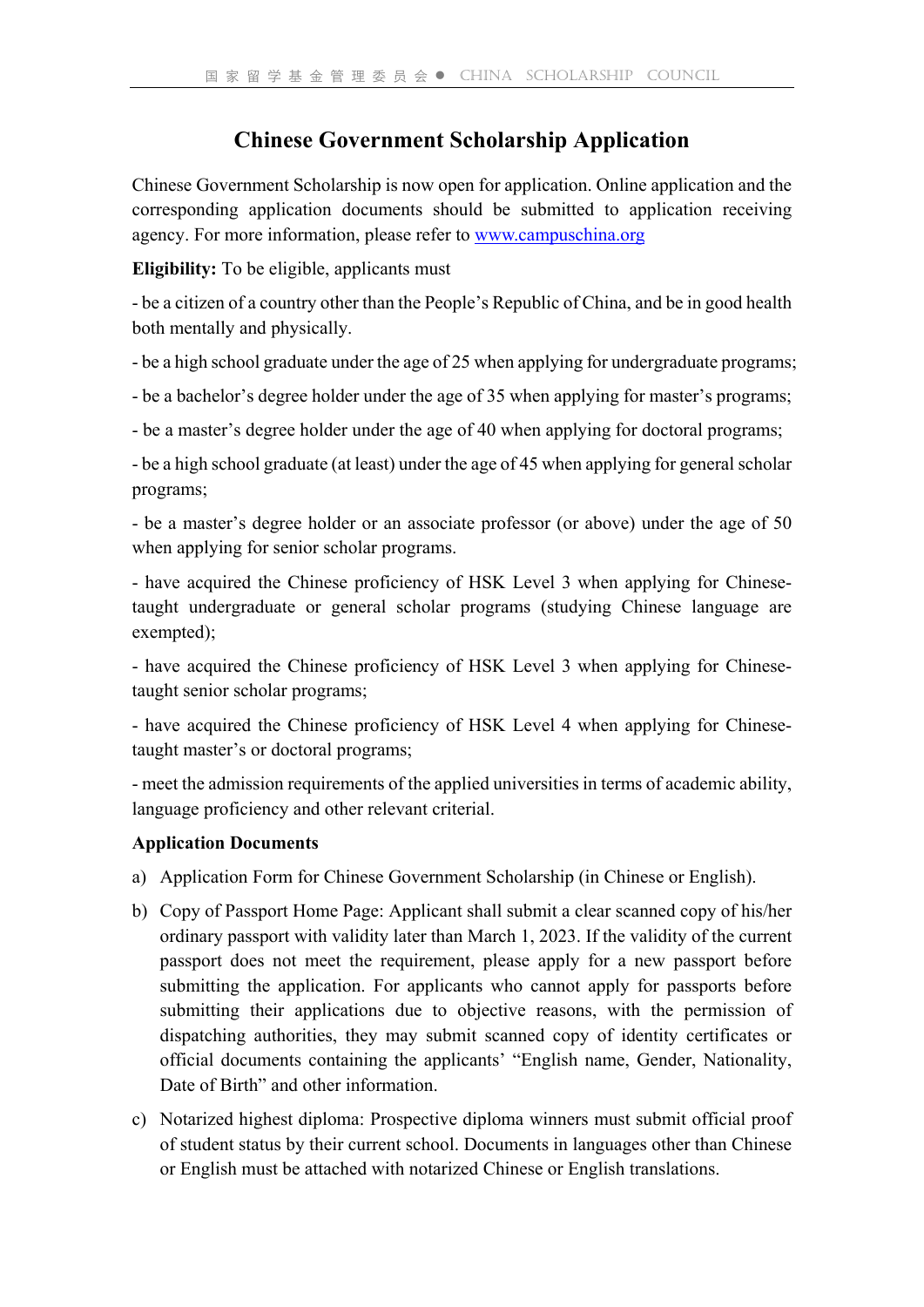# Chinese Government Scholarship Application

Chinese Government Scholarship is now open for application. Online application and the corresponding application documents should be submitted to application receiving agency. For more information, please refer to [www.campuschina.org](www.campuschina.org)

**Eligibility:** To be eligible, applicants must

- be a citizen of a country other than the People's Republic of China, and be in good health both mentally and physically.

- be a high school graduate under the age of 25 when applying for undergraduate programs;

- be a bachelor's degree holder under the age of 35 when applying for master's programs;

- be a master's degree holder under the age of 40 when applying for doctoral programs;

- be a high school graduate (at least) under the age of 45 when applying for general scholar programs;

- be a master's degree holder or an associate professor (or above) under the age of 50 when applying for senior scholar programs.

- have acquired the Chinese proficiency of HSK Level 3 when applying for Chinese-taught undergraduate or general scholar programs (studying Chinese language are exempted);

- have acquired the Chinese proficiency of HSK Level 3 when applying for Chinese-taught senior scholar programs;

- have acquired the Chinese proficiency of HSK Level 4 when applying for Chinese-taught master's or doctoral programs;

- meet the admission requirements of the applied universities in terms of academic ability, language proficiency and other relevant criterial.

**Application Documents**

a) Application Form for Chinese Government Scholarship (in Chinese or English).

b) Copy of Passport Home Page: Applicant shall submit a clear scanned copy of his/her ordinary passport with validity later than March 1, 2023. If the validity of the current passport does not meet the requirement, please apply for a new passport before submitting the application. For applicants who cannot apply for passports before submitting their applications due to objective reasons, with the permission of dispatching authorities, they may submit scanned copy of identity certificates or official documents containing the applicants' "English name, Gender, Nationality, Date of Birth" and other information.

c) Notarized highest diploma: Prospective diploma winners must submit official proof of student status by their current school. Documents in languages other than Chinese or English must be attached with notarized Chinese or English translations.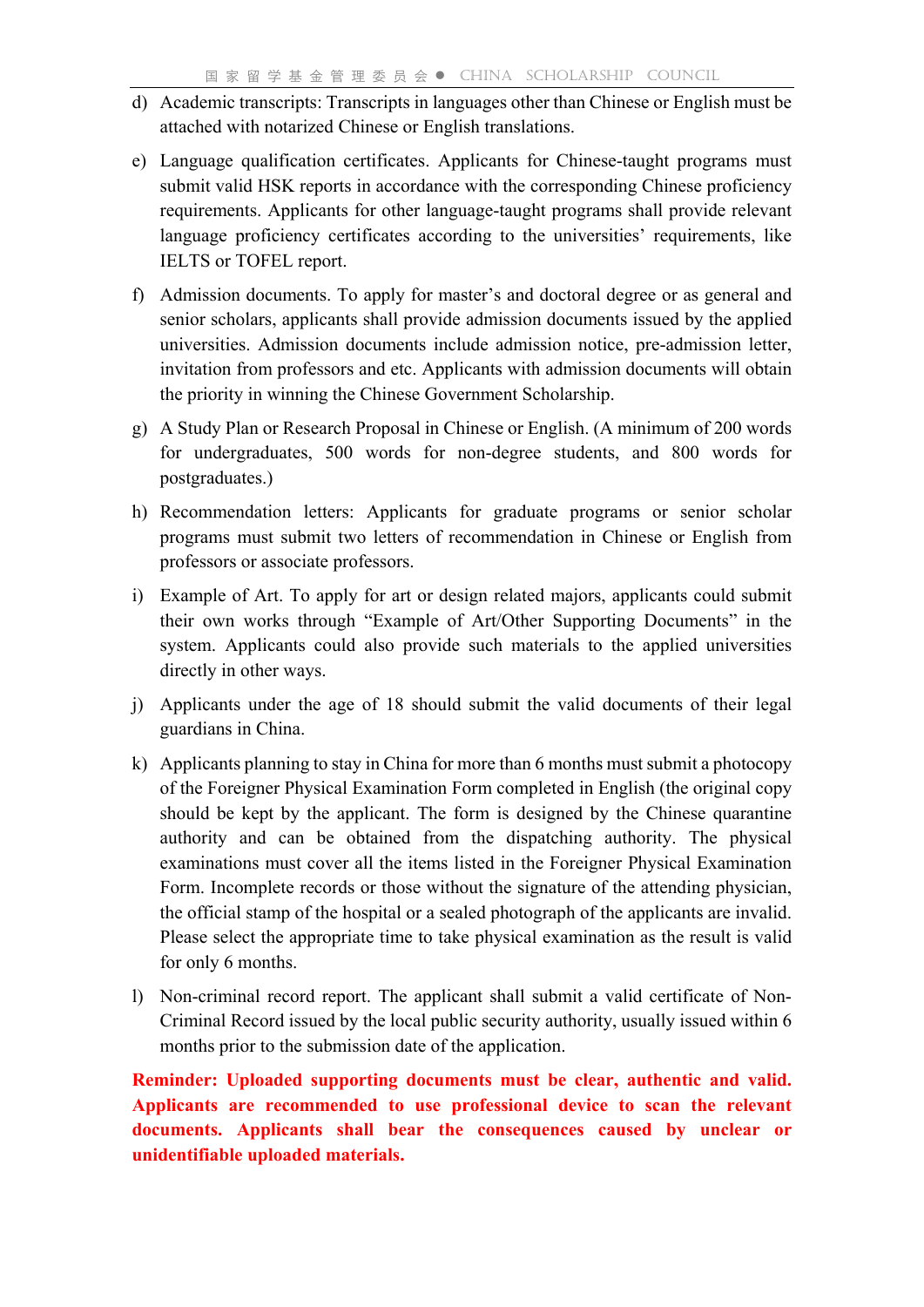d) Academic transcripts: Transcripts in languages other than Chinese or English must be attached with notarized Chinese or English translations.

e) Language qualification certificates. Applicants for Chinese-taught programs must submit valid HSK reports in accordance with the corresponding Chinese proficiency requirements. Applicants for other language-taught programs shall provide relevant language proficiency certificates according to the universities' requirements, like IELTS or TOFEL report.

f) Admission documents. To apply for master's and doctoral degree or as general and senior scholars, applicants shall provide admission documents issued by the applied universities. Admission documents include admission notice, pre-admission letter, invitation from professors and etc. Applicants with admission documents will obtain the priority in winning the Chinese Government Scholarship.

g) A Study Plan or Research Proposal in Chinese or English. (A minimum of 200 words for undergraduates, 500 words for non-degree students, and 800 words for postgraduates.)

h) Recommendation letters: Applicants for graduate programs or senior scholar programs must submit two letters of recommendation in Chinese or English from professors or associate professors.

i) Example of Art. To apply for art or design related majors, applicants could submit their own works through "Example of Art/Other Supporting Documents" in the system. Applicants could also provide such materials to the applied universities directly in other ways.

j) Applicants under the age of 18 should submit the valid documents of their legal guardians in China.

k) Applicants planning to stay in China for more than 6 months must submit a photocopy of the Foreigner Physical Examination Form completed in English (the original copy should be kept by the applicant. The form is designed by the Chinese quarantine authority and can be obtained from the dispatching authority. The physical examinations must cover all the items listed in the Foreigner Physical Examination Form. Incomplete records or those without the signature of the attending physician, the official stamp of the hospital or a sealed photograph of the applicants are invalid. Please select the appropriate time to take physical examination as the result is valid for only 6 months.

l) Non-criminal record report. The applicant shall submit a valid certificate of Non-Criminal Record issued by the local public security authority, usually issued within 6 months prior to the submission date of the application.

**Reminder: Uploaded supporting documents must be clear, authentic and valid. Applicants are recommended to use professional device to scan the relevant documents. Applicants shall bear the consequences caused by unclear or unidentifiable uploaded materials.**